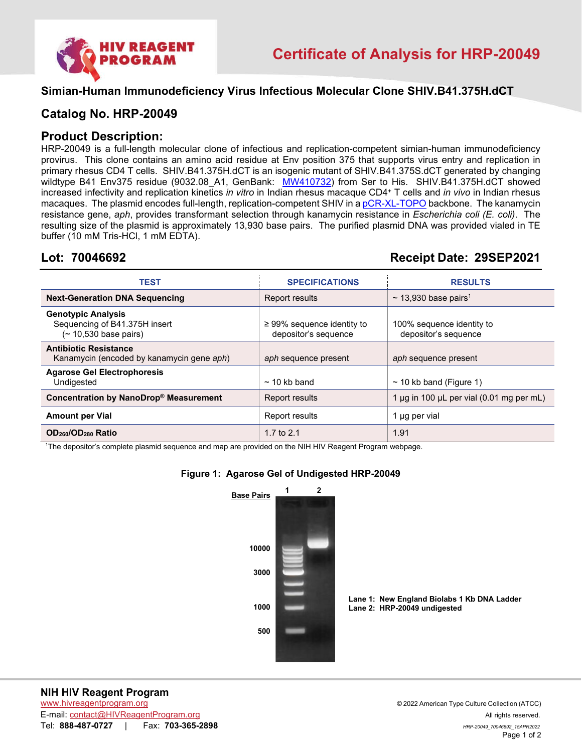# Certificate of Analysis for HRP-20049

## Simian-Human Immunodeficiency Virus Infectious Molecular Clone SHIV.B41.375H.dCT

## Catalog No. HRP-20049

## Product Description:

HRP-20049 is a full-length molecular clone of infectious and replication-competent simian-human immunodeficiency provirus. This clone contains an amino acid residue at Env position 375 that supports virus entry and replication in primary rhesus CD4 T cells. SHIV.B41.375H.dCT is an isogenic mutant of SHIV.B41.375S.dCT generated by changing wildtype B41 Env375 residue (9032.08_A1, GenBank: MW410732) from Ser to His. SHIV.B41.375H.dCT showed increased infectivity and replication kinetics *in vitro* in Indian rhesus macaque $CD4^+$ T cells and *in vivo* in Indian rhesus macaques. The plasmid encodes full-length, replication-competent SHIV in a pCR-XL-TOPO backbone. The kanamycin resistance gene, *aph*, provides transformant selection through kanamycin resistance in *Escherichia coli (E. coli)*. The resulting size of the plasmid is approximately 13,930 base pairs. The purified plasmid DNA was provided vialed in TE buffer (10 mM Tris-HCl, 1 mM EDTA).

## Lot: 70046692 — Receipt Date: 29SEP2021

| TEST | SPECIFICATIONS | RESULTS |
|---|---|---|
| **Next-Generation DNA Sequencing** | Report results | ~ 13,930 base pairs[1] |
| **Genotypic Analysis** Sequencing of B41.375H insert (~ 10,530 base pairs) | ≥ 99% sequence identity to depositor's sequence | 100% sequence identity to depositor's sequence |
| **Antibiotic Resistance** Kanamycin (encoded by kanamycin gene *aph*) | *aph* sequence present | *aph* sequence present |
| **Agarose Gel Electrophoresis** Undigested | ~ 10 kb band | ~ 10 kb band (Figure 1) |
| **Concentration by NanoDrop® Measurement** | Report results | 1 µg in 100 µL per vial (0.01 mg per mL) |
| **Amount per Vial** | Report results | 1 µg per vial |
| **$OD_{260}/OD_{280}$ Ratio** | 1.7 to 2.1 | 1.91 |

[1]The depositor's complete plasmid sequence and map are provided on the NIH HIV Reagent Program webpage.

**Figure 1: Agarose Gel of Undigested HRP-20049**

**Lane 1: New England Biolabs 1 Kb DNA Ladder**
**Lane 2: HRP-20049 undigested**

**NIH HIV Reagent Program**
www.hivreagentprogram.org
E-mail: contact@HIVReagentProgram.org
Tel: **888-487-0727** | Fax: **703-365-2898**

© 2022 American Type Culture Collection (ATCC)
All rights reserved.
*HRP-20049_70046692_15APR2022*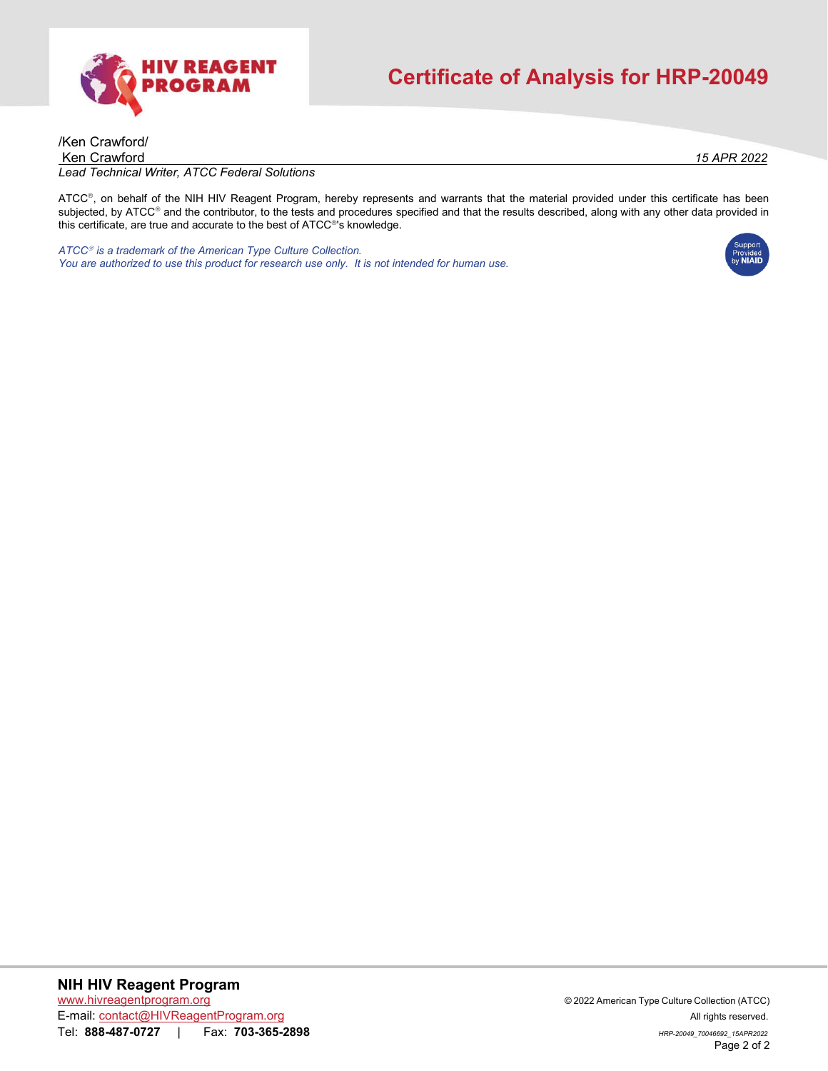/Ken Crawford/
Ken Crawford 15 APR 2022
*Lead Technical Writer, ATCC Federal Solutions*

ATCC®, on behalf of the NIH HIV Reagent Program, hereby represents and warrants that the material provided under this certificate has been subjected, by ATCC® and the contributor, to the tests and procedures specified and that the results described, along with any other data provided in this certificate, are true and accurate to the best of ATCC®'s knowledge.

*ATCC® is a trademark of the American Type Culture Collection.*
*You are authorized to use this product for research use only. It is not intended for human use.*

**NIH HIV Reagent Program**
www.hivreagentprogram.org
E-mail: contact@HIVReagentProgram.org
Tel: **888-487-0727** | Fax: **703-365-2898**

© 2022 American Type Culture Collection (ATCC)
All rights reserved.
*HRP-20049_70046692_15APR2022*